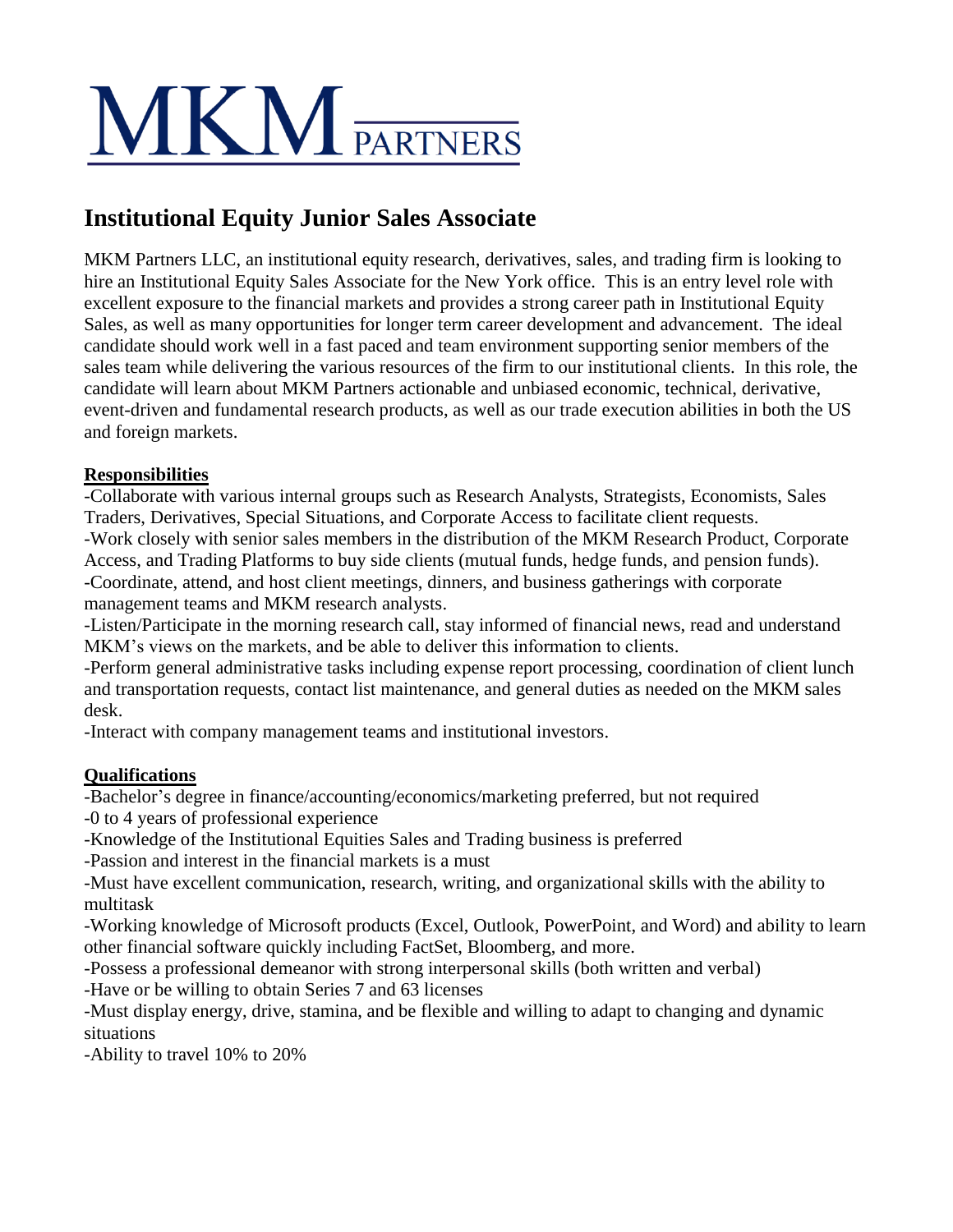# MKM PARTNERS

## Institutional Equity Junior Sales Associate

MKM Partners LLC, an institutional equity research, derivatives, sales, and trading firm is looking to hire an Institutional Equity Sales Associate for the New York office. This is an entry level role with excellent exposure to the financial markets and provides a strong career path in Institutional Equity Sales, as well as many opportunities for longer term career development and advancement. The ideal candidate should work well in a fast paced and team environment supporting senior members of the sales team while delivering the various resources of the firm to our institutional clients. In this role, the candidate will learn about MKM Partners actionable and unbiased economic, technical, derivative, event-driven and fundamental research products, as well as our trade execution abilities in both the US and foreign markets.

**Responsibilities**

-Collaborate with various internal groups such as Research Analysts, Strategists, Economists, Sales Traders, Derivatives, Special Situations, and Corporate Access to facilitate client requests.
-Work closely with senior sales members in the distribution of the MKM Research Product, Corporate Access, and Trading Platforms to buy side clients (mutual funds, hedge funds, and pension funds).
-Coordinate, attend, and host client meetings, dinners, and business gatherings with corporate management teams and MKM research analysts.
-Listen/Participate in the morning research call, stay informed of financial news, read and understand MKM's views on the markets, and be able to deliver this information to clients.
-Perform general administrative tasks including expense report processing, coordination of client lunch and transportation requests, contact list maintenance, and general duties as needed on the MKM sales desk.
-Interact with company management teams and institutional investors.

**Qualifications**

-Bachelor's degree in finance/accounting/economics/marketing preferred, but not required
-0 to 4 years of professional experience
-Knowledge of the Institutional Equities Sales and Trading business is preferred
-Passion and interest in the financial markets is a must
-Must have excellent communication, research, writing, and organizational skills with the ability to multitask
-Working knowledge of Microsoft products (Excel, Outlook, PowerPoint, and Word) and ability to learn other financial software quickly including FactSet, Bloomberg, and more.
-Possess a professional demeanor with strong interpersonal skills (both written and verbal)
-Have or be willing to obtain Series 7 and 63 licenses
-Must display energy, drive, stamina, and be flexible and willing to adapt to changing and dynamic situations
-Ability to travel 10% to 20%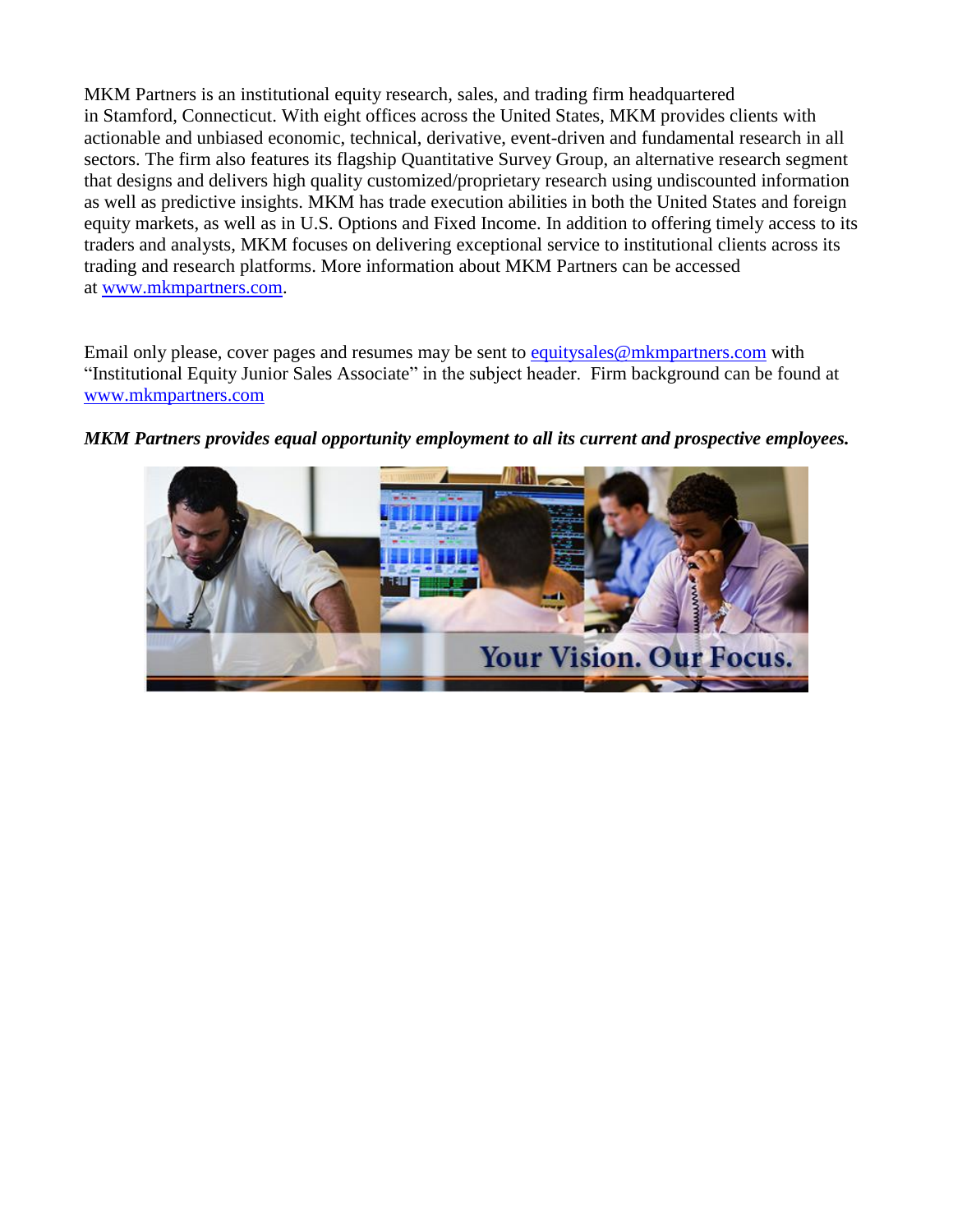MKM Partners is an institutional equity research, sales, and trading firm headquartered in Stamford, Connecticut. With eight offices across the United States, MKM provides clients with actionable and unbiased economic, technical, derivative, event-driven and fundamental research in all sectors. The firm also features its flagship Quantitative Survey Group, an alternative research segment that designs and delivers high quality customized/proprietary research using undiscounted information as well as predictive insights. MKM has trade execution abilities in both the United States and foreign equity markets, as well as in U.S. Options and Fixed Income. In addition to offering timely access to its traders and analysts, MKM focuses on delivering exceptional service to institutional clients across its trading and research platforms. More information about MKM Partners can be accessed at [www.mkmpartners.com](http://www.mkmpartners.com).

Email only please, cover pages and resumes may be sent to [equitysales@mkmpartners.com](mailto:equitysales@mkmpartners.com) with "Institutional Equity Junior Sales Associate" in the subject header. Firm background can be found at [www.mkmpartners.com](http://www.mkmpartners.com)

***MKM Partners provides equal opportunity employment to all its current and prospective employees.***